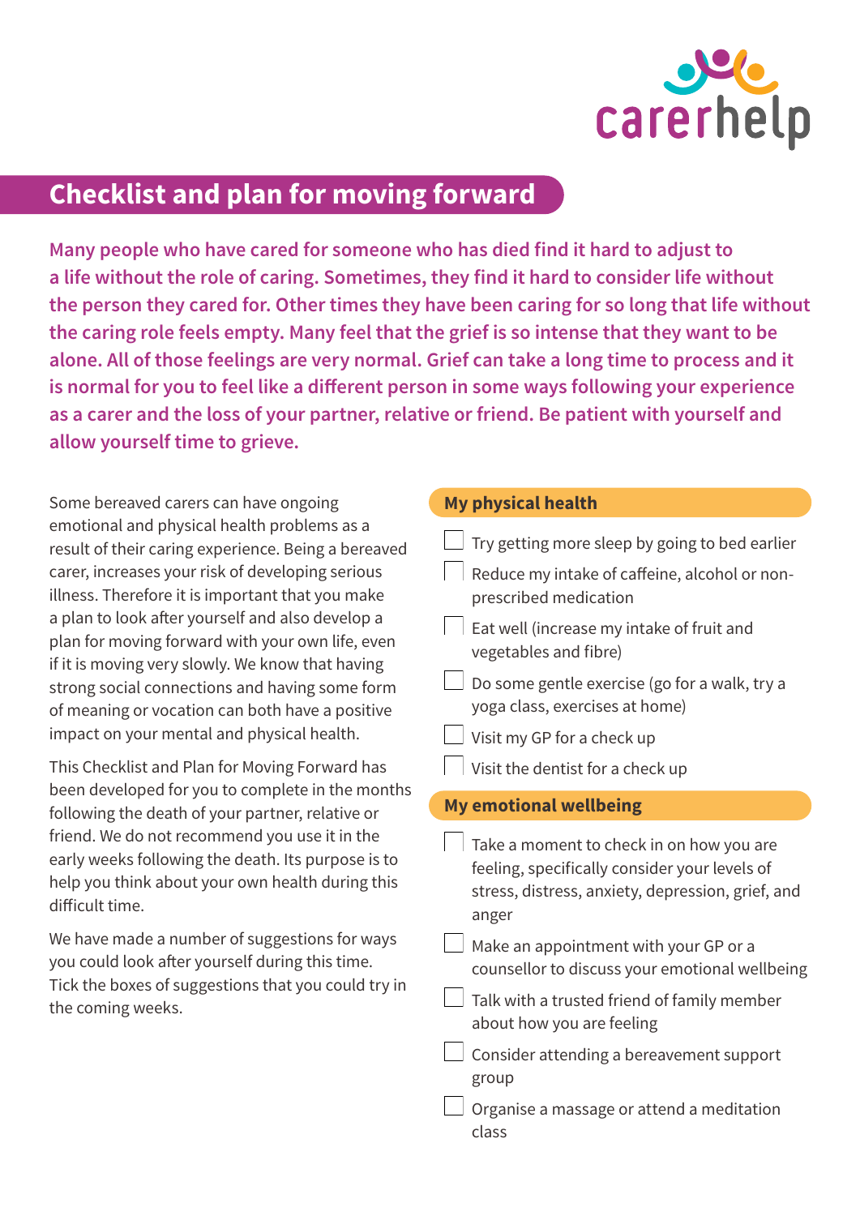carerhelp

# Checklist and plan for moving forward

**Many people who have cared for someone who has died find it hard to adjust to a life without the role of caring. Sometimes, they find it hard to consider life without the person they cared for. Other times they have been caring for so long that life without the caring role feels empty. Many feel that the grief is so intense that they want to be alone. All of those feelings are very normal. Grief can take a long time to process and it is normal for you to feel like a different person in some ways following your experience as a carer and the loss of your partner, relative or friend. Be patient with yourself and allow yourself time to grieve.**

Some bereaved carers can have ongoing emotional and physical health problems as a result of their caring experience. Being a bereaved carer, increases your risk of developing serious illness. Therefore it is important that you make a plan to look after yourself and also develop a plan for moving forward with your own life, even if it is moving very slowly. We know that having strong social connections and having some form of meaning or vocation can both have a positive impact on your mental and physical health.

This Checklist and Plan for Moving Forward has been developed for you to complete in the months following the death of your partner, relative or friend. We do not recommend you use it in the early weeks following the death. Its purpose is to help you think about your own health during this difficult time.

We have made a number of suggestions for ways you could look after yourself during this time. Tick the boxes of suggestions that you could try in the coming weeks.

## My physical health

- [ ] Try getting more sleep by going to bed earlier
- [ ] Reduce my intake of caffeine, alcohol or non-prescribed medication
- [ ] Eat well (increase my intake of fruit and vegetables and fibre)
- [ ] Do some gentle exercise (go for a walk, try a yoga class, exercises at home)
- [ ] Visit my GP for a check up
- [ ] Visit the dentist for a check up

## My emotional wellbeing

- [ ] Take a moment to check in on how you are feeling, specifically consider your levels of stress, distress, anxiety, depression, grief, and anger
- [ ] Make an appointment with your GP or a counsellor to discuss your emotional wellbeing
- [ ] Talk with a trusted friend of family member about how you are feeling
- [ ] Consider attending a bereavement support group
- [ ] Organise a massage or attend a meditation class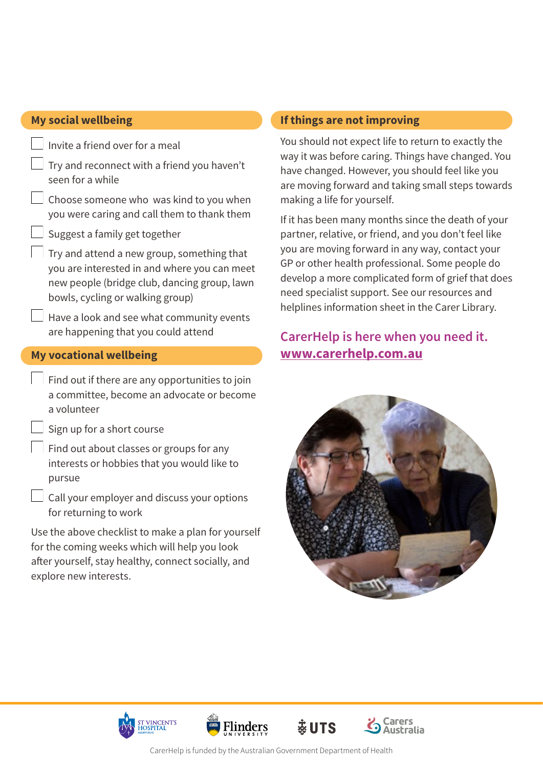## My social wellbeing

- [ ] Invite a friend over for a meal
- [ ] Try and reconnect with a friend you haven't seen for a while
- [ ] Choose someone who was kind to you when you were caring and call them to thank them
- [ ] Suggest a family get together
- [ ] Try and attend a new group, something that you are interested in and where you can meet new people (bridge club, dancing group, lawn bowls, cycling or walking group)
- [ ] Have a look and see what community events are happening that you could attend

## My vocational wellbeing

- [ ] Find out if there are any opportunities to join a committee, become an advocate or become a volunteer
- [ ] Sign up for a short course
- [ ] Find out about classes or groups for any interests or hobbies that you would like to pursue
- [ ] Call your employer and discuss your options for returning to work

Use the above checklist to make a plan for yourself for the coming weeks which will help you look after yourself, stay healthy, connect socially, and explore new interests.

## If things are not improving

You should not expect life to return to exactly the way it was before caring. Things have changed. You have changed. However, you should feel like you are moving forward and taking small steps towards making a life for yourself.

If it has been many months since the death of your partner, relative, or friend, and you don't feel like you are moving forward in any way, contact your GP or other health professional. Some people do develop a more complicated form of grief that does need specialist support. See our resources and helplines information sheet in the Carer Library.

**CarerHelp is here when you need it.**
**www.carerhelp.com.au**

ST VINCENT'S HOSPITAL MELBOURNE · Flinders UNIVERSITY · UTS · Carers Australia

CarerHelp is funded by the Australian Government Department of Health